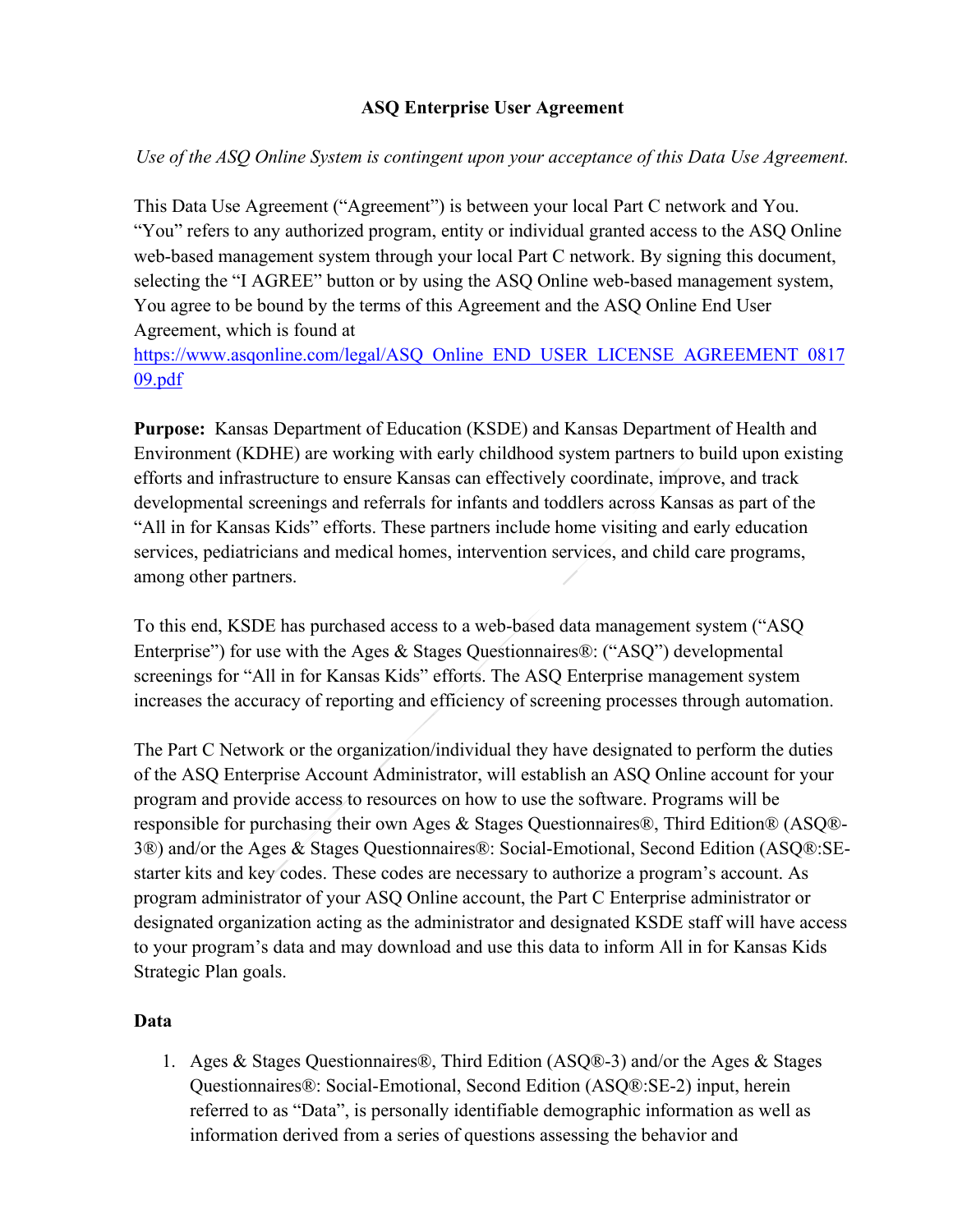# ASQ Enterprise User Agreement

*Use of the ASQ Online System is contingent upon your acceptance of this Data Use Agreement.*

This Data Use Agreement ("Agreement") is between your local Part C network and You. "You" refers to any authorized program, entity or individual granted access to the ASQ Online web-based management system through your local Part C network. By signing this document, selecting the "I AGREE" button or by using the ASQ Online web-based management system, You agree to be bound by the terms of this Agreement and the ASQ Online End User Agreement, which is found at https://www.asqonline.com/legal/ASQ_Online_END_USER_LICENSE_AGREEMENT_081709.pdf

**Purpose:** Kansas Department of Education (KSDE) and Kansas Department of Health and Environment (KDHE) are working with early childhood system partners to build upon existing efforts and infrastructure to ensure Kansas can effectively coordinate, improve, and track developmental screenings and referrals for infants and toddlers across Kansas as part of the "All in for Kansas Kids" efforts. These partners include home visiting and early education services, pediatricians and medical homes, intervention services, and child care programs, among other partners.

To this end, KSDE has purchased access to a web-based data management system ("ASQ Enterprise") for use with the Ages & Stages Questionnaires®: ("ASQ") developmental screenings for "All in for Kansas Kids" efforts. The ASQ Enterprise management system increases the accuracy of reporting and efficiency of screening processes through automation.

The Part C Network or the organization/individual they have designated to perform the duties of the ASQ Enterprise Account Administrator, will establish an ASQ Online account for your program and provide access to resources on how to use the software. Programs will be responsible for purchasing their own Ages & Stages Questionnaires®, Third Edition® (ASQ®-3®) and/or the Ages & Stages Questionnaires®: Social-Emotional, Second Edition (ASQ®:SE-starter kits and key codes. These codes are necessary to authorize a program's account. As program administrator of your ASQ Online account, the Part C Enterprise administrator or designated organization acting as the administrator and designated KSDE staff will have access to your program's data and may download and use this data to inform All in for Kansas Kids Strategic Plan goals.

**Data**

1. Ages & Stages Questionnaires®, Third Edition (ASQ®-3) and/or the Ages & Stages Questionnaires®: Social-Emotional, Second Edition (ASQ®:SE-2) input, herein referred to as "Data", is personally identifiable demographic information as well as information derived from a series of questions assessing the behavior and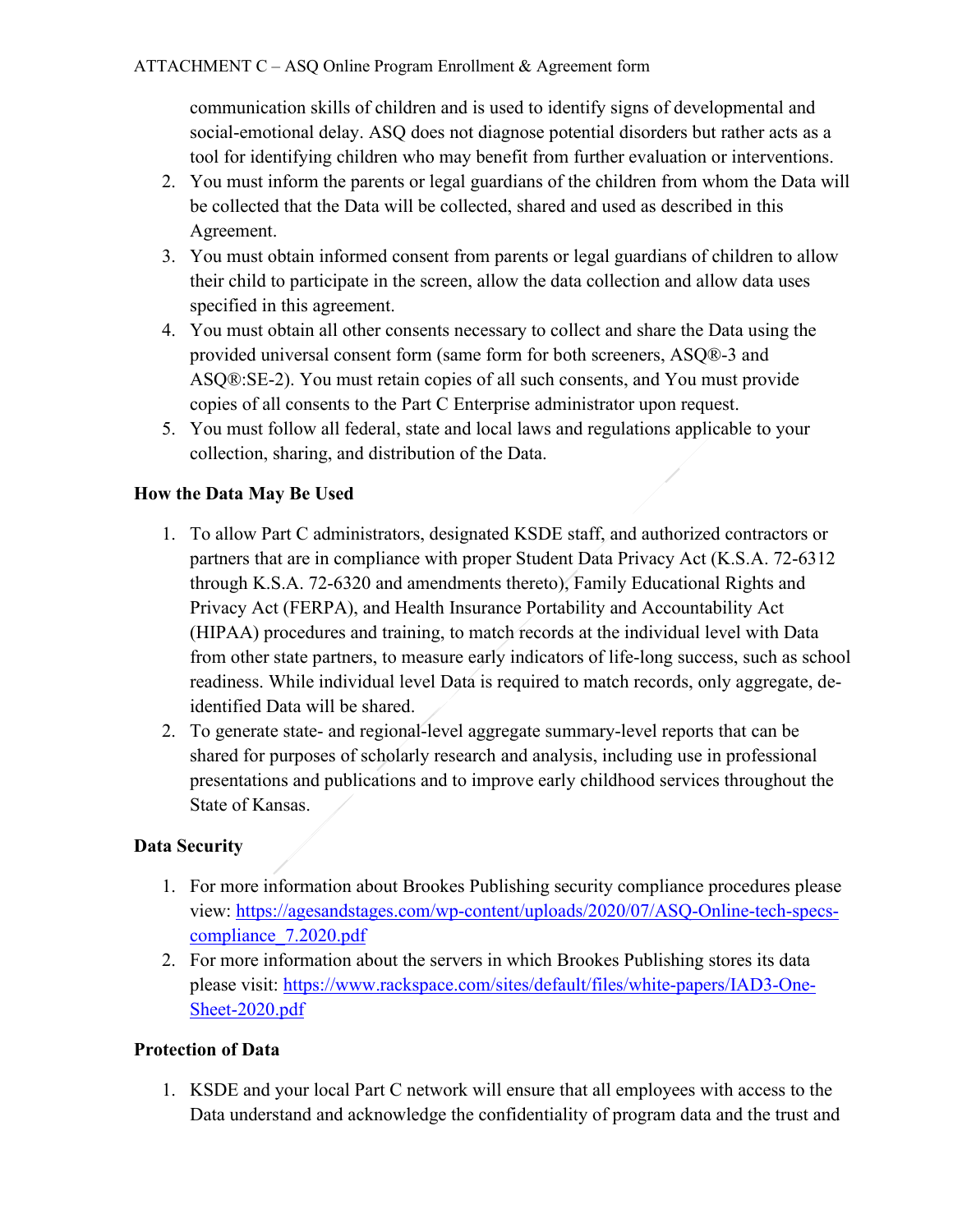communication skills of children and is used to identify signs of developmental and social-emotional delay. ASQ does not diagnose potential disorders but rather acts as a tool for identifying children who may benefit from further evaluation or interventions.

2. You must inform the parents or legal guardians of the children from whom the Data will be collected that the Data will be collected, shared and used as described in this Agreement.
3. You must obtain informed consent from parents or legal guardians of children to allow their child to participate in the screen, allow the data collection and allow data uses specified in this agreement.
4. You must obtain all other consents necessary to collect and share the Data using the provided universal consent form (same form for both screeners, ASQ®-3 and ASQ®:SE-2). You must retain copies of all such consents, and You must provide copies of all consents to the Part C Enterprise administrator upon request.
5. You must follow all federal, state and local laws and regulations applicable to your collection, sharing, and distribution of the Data.

### How the Data May Be Used

1. To allow Part C administrators, designated KSDE staff, and authorized contractors or partners that are in compliance with proper Student Data Privacy Act (K.S.A. 72-6312 through K.S.A. 72-6320 and amendments thereto), Family Educational Rights and Privacy Act (FERPA), and Health Insurance Portability and Accountability Act (HIPAA) procedures and training, to match records at the individual level with Data from other state partners, to measure early indicators of life-long success, such as school readiness. While individual level Data is required to match records, only aggregate, de-identified Data will be shared.
2. To generate state- and regional-level aggregate summary-level reports that can be shared for purposes of scholarly research and analysis, including use in professional presentations and publications and to improve early childhood services throughout the State of Kansas.

### Data Security

1. For more information about Brookes Publishing security compliance procedures please view: https://agesandstages.com/wp-content/uploads/2020/07/ASQ-Online-tech-specs-compliance_7.2020.pdf
2. For more information about the servers in which Brookes Publishing stores its data please visit: https://www.rackspace.com/sites/default/files/white-papers/IAD3-One-Sheet-2020.pdf

### Protection of Data

1. KSDE and your local Part C network will ensure that all employees with access to the Data understand and acknowledge the confidentiality of program data and the trust and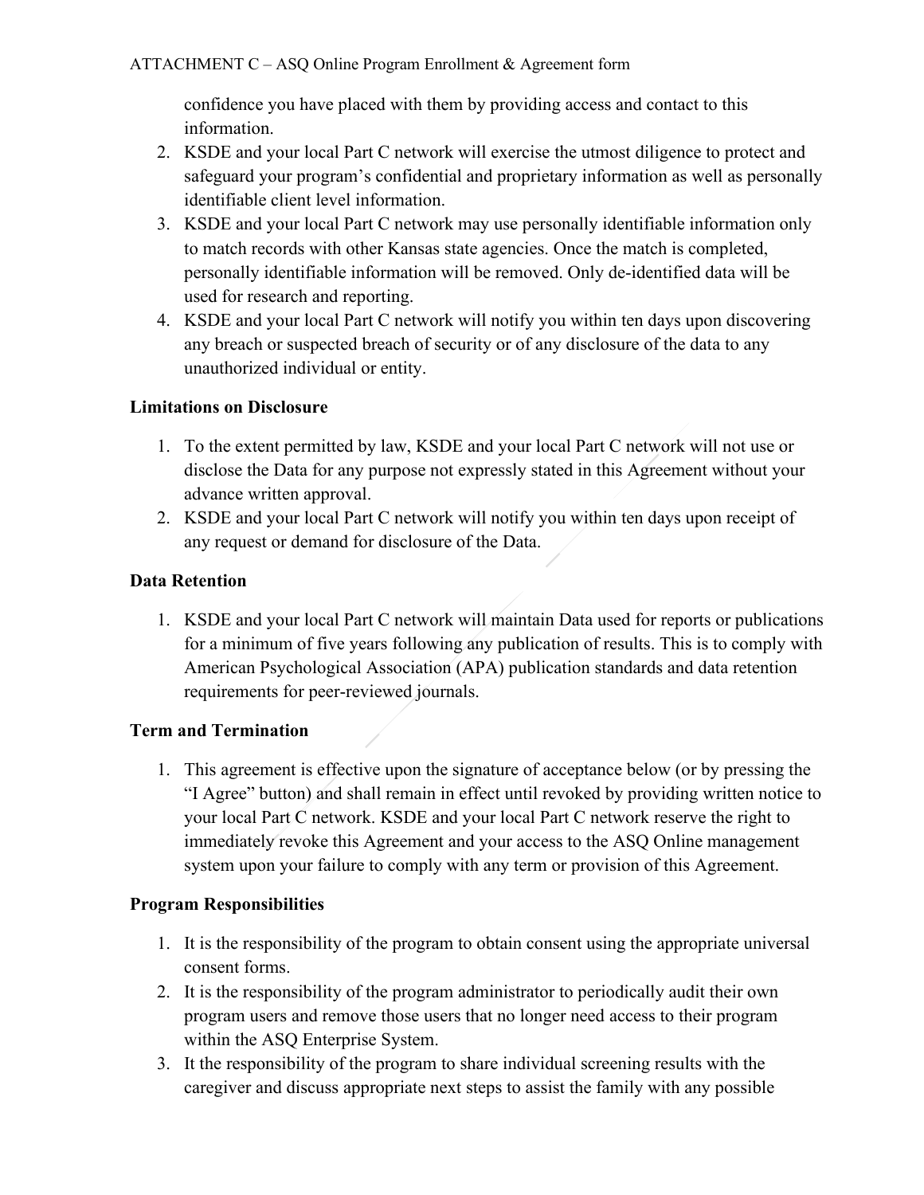confidence you have placed with them by providing access and contact to this information.

2. KSDE and your local Part C network will exercise the utmost diligence to protect and safeguard your program's confidential and proprietary information as well as personally identifiable client level information.
3. KSDE and your local Part C network may use personally identifiable information only to match records with other Kansas state agencies. Once the match is completed, personally identifiable information will be removed. Only de-identified data will be used for research and reporting.
4. KSDE and your local Part C network will notify you within ten days upon discovering any breach or suspected breach of security or of any disclosure of the data to any unauthorized individual or entity.

**Limitations on Disclosure**

1. To the extent permitted by law, KSDE and your local Part C network will not use or disclose the Data for any purpose not expressly stated in this Agreement without your advance written approval.
2. KSDE and your local Part C network will notify you within ten days upon receipt of any request or demand for disclosure of the Data.

**Data Retention**

1. KSDE and your local Part C network will maintain Data used for reports or publications for a minimum of five years following any publication of results. This is to comply with American Psychological Association (APA) publication standards and data retention requirements for peer-reviewed journals.

**Term and Termination**

1. This agreement is effective upon the signature of acceptance below (or by pressing the "I Agree" button) and shall remain in effect until revoked by providing written notice to your local Part C network. KSDE and your local Part C network reserve the right to immediately revoke this Agreement and your access to the ASQ Online management system upon your failure to comply with any term or provision of this Agreement.

**Program Responsibilities**

1. It is the responsibility of the program to obtain consent using the appropriate universal consent forms.
2. It is the responsibility of the program administrator to periodically audit their own program users and remove those users that no longer need access to their program within the ASQ Enterprise System.
3. It the responsibility of the program to share individual screening results with the caregiver and discuss appropriate next steps to assist the family with any possible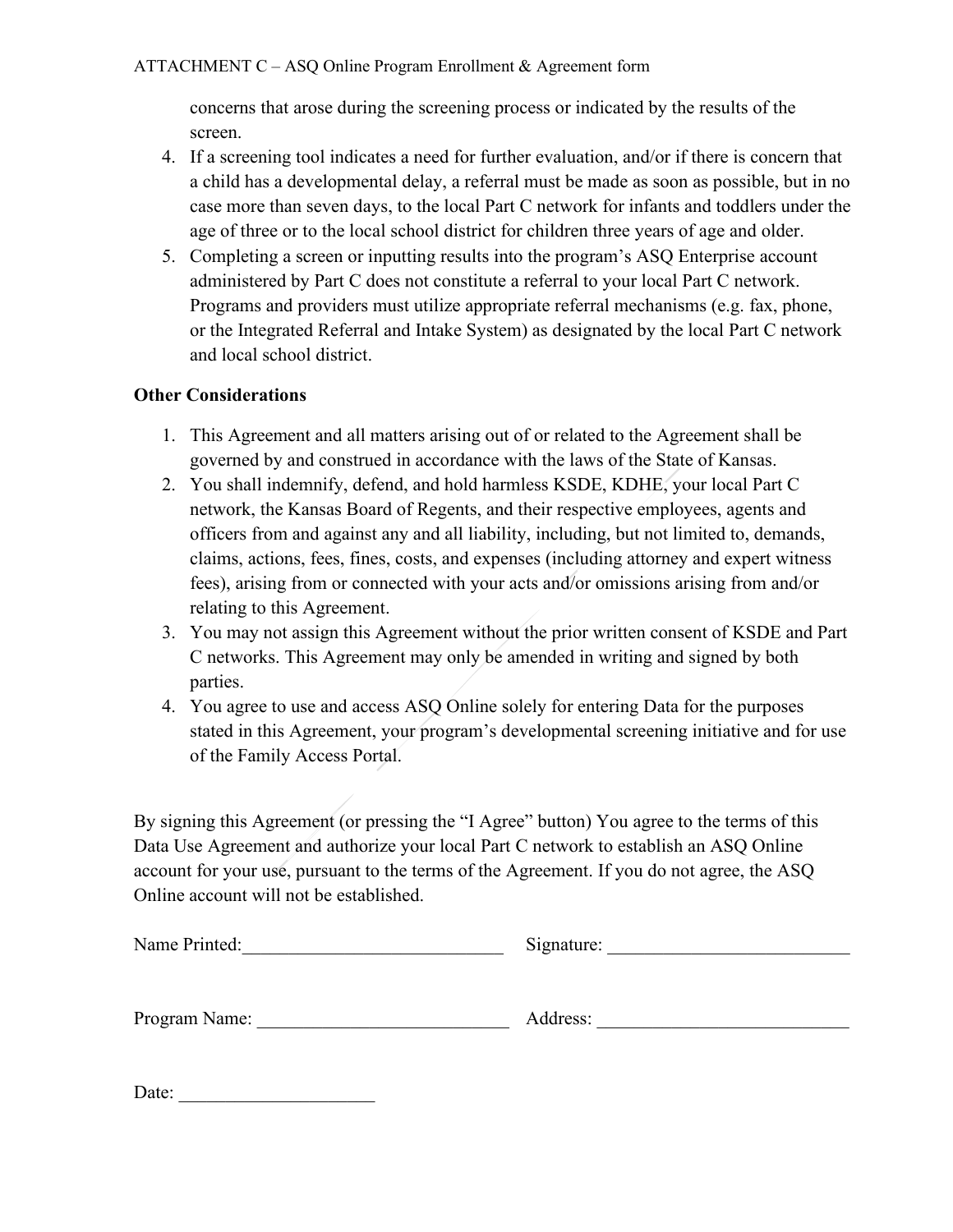concerns that arose during the screening process or indicated by the results of the screen.

4. If a screening tool indicates a need for further evaluation, and/or if there is concern that a child has a developmental delay, a referral must be made as soon as possible, but in no case more than seven days, to the local Part C network for infants and toddlers under the age of three or to the local school district for children three years of age and older.
5. Completing a screen or inputting results into the program's ASQ Enterprise account administered by Part C does not constitute a referral to your local Part C network. Programs and providers must utilize appropriate referral mechanisms (e.g. fax, phone, or the Integrated Referral and Intake System) as designated by the local Part C network and local school district.

**Other Considerations**

1. This Agreement and all matters arising out of or related to the Agreement shall be governed by and construed in accordance with the laws of the State of Kansas.
2. You shall indemnify, defend, and hold harmless KSDE, KDHE, your local Part C network, the Kansas Board of Regents, and their respective employees, agents and officers from and against any and all liability, including, but not limited to, demands, claims, actions, fees, fines, costs, and expenses (including attorney and expert witness fees), arising from or connected with your acts and/or omissions arising from and/or relating to this Agreement.
3. You may not assign this Agreement without the prior written consent of KSDE and Part C networks. This Agreement may only be amended in writing and signed by both parties.
4. You agree to use and access ASQ Online solely for entering Data for the purposes stated in this Agreement, your program's developmental screening initiative and for use of the Family Access Portal.

By signing this Agreement (or pressing the "I Agree" button) You agree to the terms of this Data Use Agreement and authorize your local Part C network to establish an ASQ Online account for your use, pursuant to the terms of the Agreement. If you do not agree, the ASQ Online account will not be established.

Name Printed:____________________________ Signature: __________________________

Program Name: ___________________________ Address: ___________________________

Date: _____________________